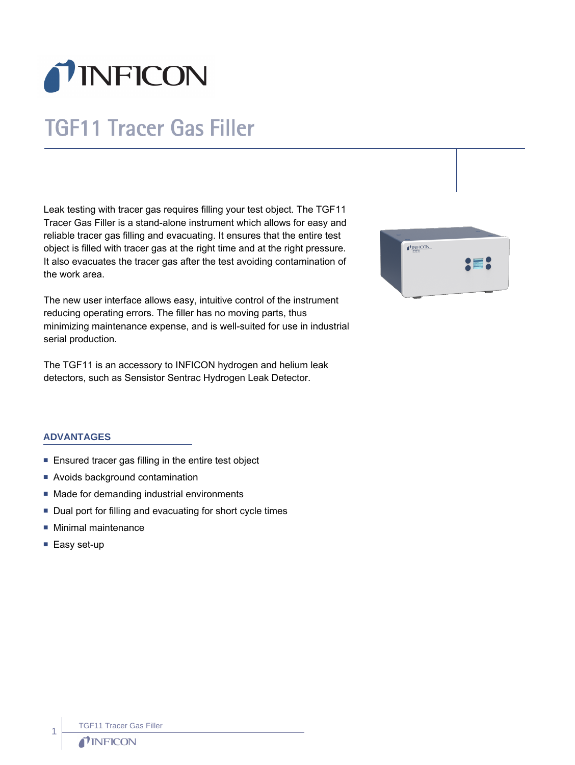# TGF11 Tracer Gas Filler

Leak testing with tracer gas requires filling your test object. The TGF11 Tracer Gas Filler is a stand-alone instrument which allows for easy and reliable tracer gas filling and evacuating. It ensures that the entire test object is filled with tracer gas at the right time and at the right pressure. It also evacuates the tracer gas after the test avoiding contamination of the work area.

The new user interface allows easy, intuitive control of the instrument reducing operating errors. The filler has no moving parts, thus minimizing maintenance expense, and is well-suited for use in industrial serial production.

The TGF11 is an accessory to INFICON hydrogen and helium leak detectors, such as Sensistor Sentrac Hydrogen Leak Detector.

## ADVANTAGES

- Ensured tracer gas filling in the entire test object
- Avoids background contamination
- Made for demanding industrial environments
- Dual port for filling and evacuating for short cycle times
- Minimal maintenance
- Easy set-up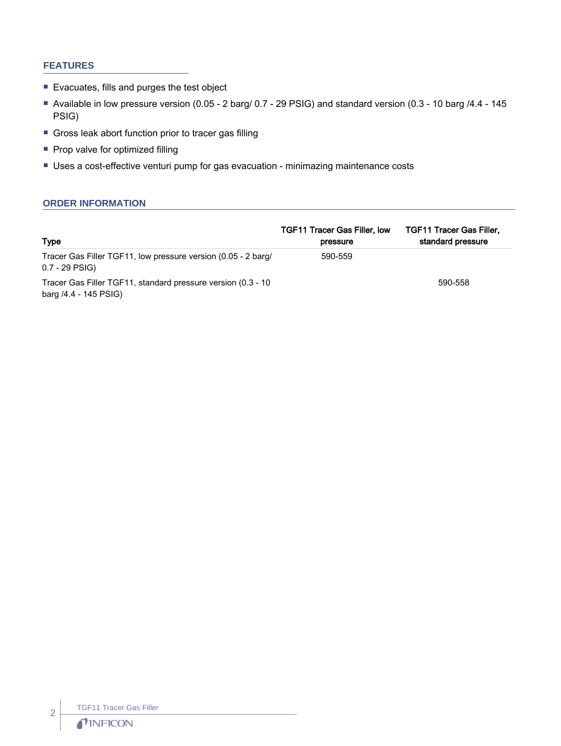## FEATURES

- Evacuates, fills and purges the test object
- Available in low pressure version (0.05 - 2 barg/ 0.7 - 29 PSIG) and standard version (0.3 - 10 barg /4.4 - 145 PSIG)
- Gross leak abort function prior to tracer gas filling
- Prop valve for optimized filling
- Uses a cost-effective venturi pump for gas evacuation - minimazing maintenance costs

## ORDER INFORMATION

| Type | TGF11 Tracer Gas Filler, low pressure | TGF11 Tracer Gas Filler, standard pressure |
|---|---|---|
| Tracer Gas Filler TGF11, low pressure version (0.05 - 2 barg/ 0.7 - 29 PSIG) | 590-559 | |
| Tracer Gas Filler TGF11, standard pressure version (0.3 - 10 barg /4.4 - 145 PSIG) | | 590-558 |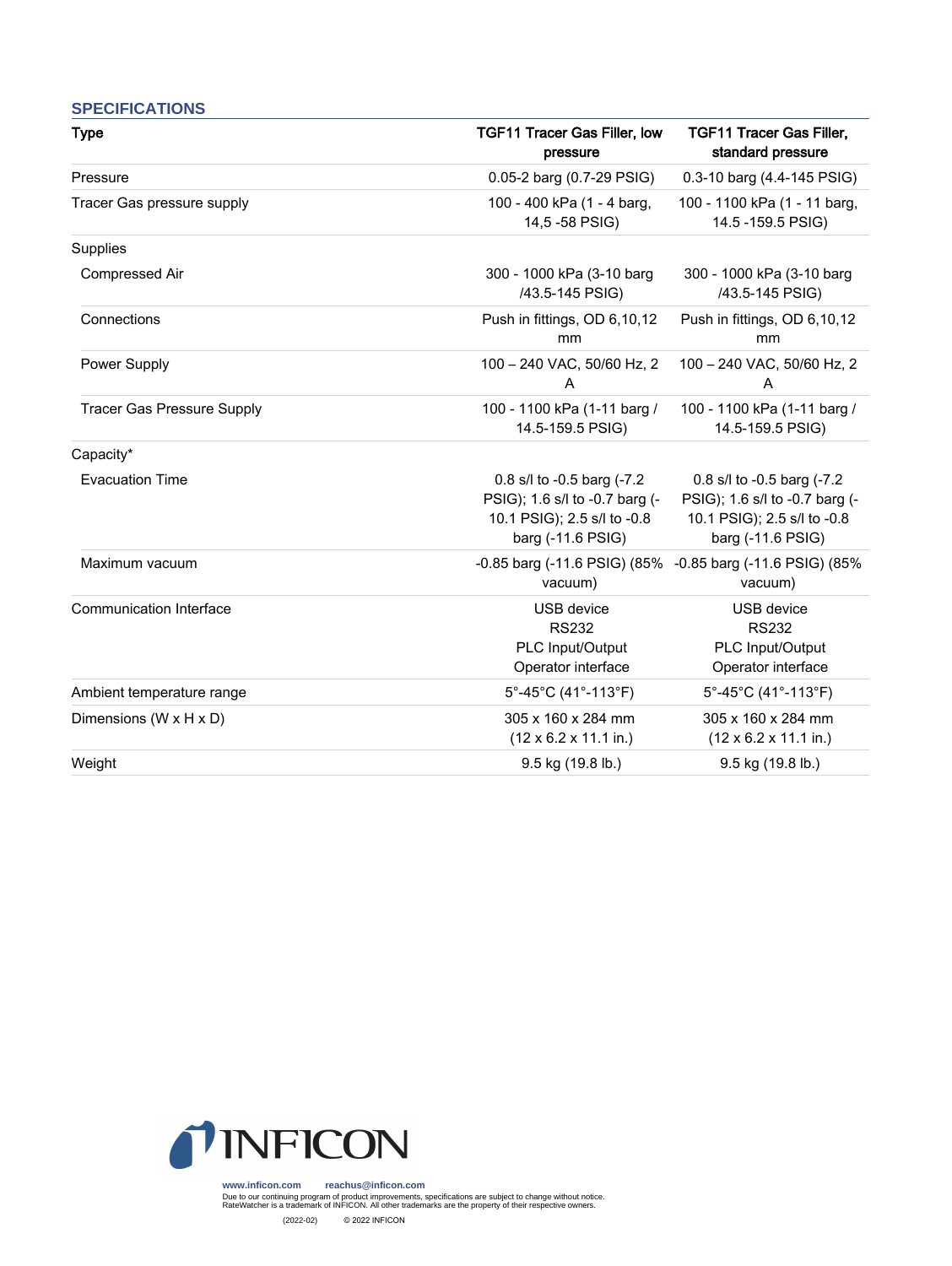## SPECIFICATIONS

| Type | TGF11 Tracer Gas Filler, low pressure | TGF11 Tracer Gas Filler, standard pressure |
|---|---|---|
| Pressure | 0.05-2 barg (0.7-29 PSIG) | 0.3-10 barg (4.4-145 PSIG) |
| Tracer Gas pressure supply | 100 - 400 kPa (1 - 4 barg, 14,5 -58 PSIG) | 100 - 1100 kPa (1 - 11 barg, 14.5 -159.5 PSIG) |
| Supplies | | |
| Compressed Air | 300 - 1000 kPa (3-10 barg /43.5-145 PSIG) | 300 - 1000 kPa (3-10 barg /43.5-145 PSIG) |
| Connections | Push in fittings, OD 6,10,12 mm | Push in fittings, OD 6,10,12 mm |
| Power Supply | 100 – 240 VAC, 50/60 Hz, 2 A | 100 – 240 VAC, 50/60 Hz, 2 A |
| Tracer Gas Pressure Supply | 100 - 1100 kPa (1-11 barg / 14.5-159.5 PSIG) | 100 - 1100 kPa (1-11 barg / 14.5-159.5 PSIG) |
| Capacity* | | |
| Evacuation Time | 0.8 s/l to -0.5 barg (-7.2 PSIG); 1.6 s/l to -0.7 barg (-10.1 PSIG); 2.5 s/l to -0.8 barg (-11.6 PSIG) | 0.8 s/l to -0.5 barg (-7.2 PSIG); 1.6 s/l to -0.7 barg (-10.1 PSIG); 2.5 s/l to -0.8 barg (-11.6 PSIG) |
| Maximum vacuum | -0.85 barg (-11.6 PSIG) (85% vacuum) | -0.85 barg (-11.6 PSIG) (85% vacuum) |
| Communication Interface | USB device<br>RS232<br>PLC Input/Output<br>Operator interface | USB device<br>RS232<br>PLC Input/Output<br>Operator interface |
| Ambient temperature range | 5°-45°C (41°-113°F) | 5°-45°C (41°-113°F) |
| Dimensions (W x H x D) | 305 x 160 x 284 mm (12 x 6.2 x 11.1 in.) | 305 x 160 x 284 mm (12 x 6.2 x 11.1 in.) |
| Weight | 9.5 kg (19.8 lb.) | 9.5 kg (19.8 lb.) |

INFICON

www.inficon.com reachus@inficon.com

Due to our continuing program of product improvements, specifications are subject to change without notice.
RateWatcher is a trademark of INFICON. All other trademarks are the property of their respective owners.

(2022-02) © 2022 INFICON